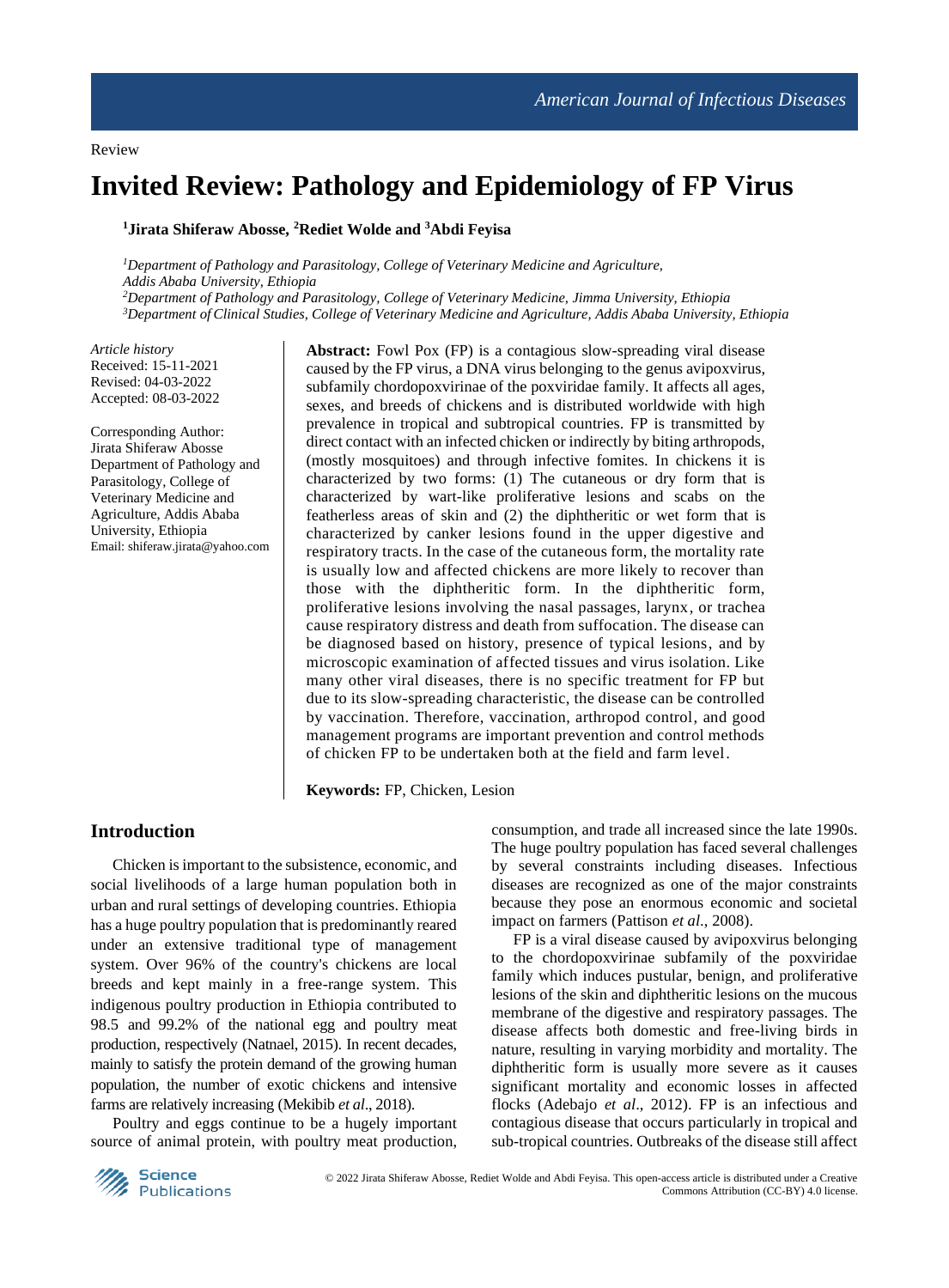Review

# Invited Review: Pathology and Epidemiology of FP Virus

**[1]Jirata Shiferaw Abosse, [2]Rediet Wolde and [3]Abdi Feyisa**

*[1]Department of Pathology and Parasitology, College of Veterinary Medicine and Agriculture, Addis Ababa University, Ethiopia*
*[2]Department of Pathology and Parasitology, College of Veterinary Medicine, Jimma University, Ethiopia*
*[3]Department of Clinical Studies, College of Veterinary Medicine and Agriculture, Addis Ababa University, Ethiopia*

*Article history*
Received: 15-11-2021
Revised: 04-03-2022
Accepted: 08-03-2022

Corresponding Author:
Jirata Shiferaw Abosse
Department of Pathology and Parasitology, College of Veterinary Medicine and Agriculture, Addis Ababa University, Ethiopia
Email: shiferaw.jirata@yahoo.com

**Abstract:** Fowl Pox (FP) is a contagious slow-spreading viral disease caused by the FP virus, a DNA virus belonging to the genus avipoxvirus, subfamily chordopoxvirinae of the poxviridae family. It affects all ages, sexes, and breeds of chickens and is distributed worldwide with high prevalence in tropical and subtropical countries. FP is transmitted by direct contact with an infected chicken or indirectly by biting arthropods, (mostly mosquitoes) and through infective fomites. In chickens it is characterized by two forms: (1) The cutaneous or dry form that is characterized by wart-like proliferative lesions and scabs on the featherless areas of skin and (2) the diphtheritic or wet form that is characterized by canker lesions found in the upper digestive and respiratory tracts. In the case of the cutaneous form, the mortality rate is usually low and affected chickens are more likely to recover than those with the diphtheritic form. In the diphtheritic form, proliferative lesions involving the nasal passages, larynx, or trachea cause respiratory distress and death from suffocation. The disease can be diagnosed based on history, presence of typical lesions, and by microscopic examination of affected tissues and virus isolation. Like many other viral diseases, there is no specific treatment for FP but due to its slow-spreading characteristic, the disease can be controlled by vaccination. Therefore, vaccination, arthropod control, and good management programs are important prevention and control methods of chicken FP to be undertaken both at the field and farm level.

**Keywords:** FP, Chicken, Lesion

## Introduction

Chicken is important to the subsistence, economic, and social livelihoods of a large human population both in urban and rural settings of developing countries. Ethiopia has a huge poultry population that is predominantly reared under an extensive traditional type of management system. Over 96% of the country's chickens are local breeds and kept mainly in a free-range system. This indigenous poultry production in Ethiopia contributed to 98.5 and 99.2% of the national egg and poultry meat production, respectively (Natnael, 2015). In recent decades, mainly to satisfy the protein demand of the growing human population, the number of exotic chickens and intensive farms are relatively increasing (Mekibib *et al*., 2018).

Poultry and eggs continue to be a hugely important source of animal protein, with poultry meat production, consumption, and trade all increased since the late 1990s. The huge poultry population has faced several challenges by several constraints including diseases. Infectious diseases are recognized as one of the major constraints because they pose an enormous economic and societal impact on farmers (Pattison *et al*., 2008).

FP is a viral disease caused by avipoxvirus belonging to the chordopoxvirinae subfamily of the poxviridae family which induces pustular, benign, and proliferative lesions of the skin and diphtheritic lesions on the mucous membrane of the digestive and respiratory passages. The disease affects both domestic and free-living birds in nature, resulting in varying morbidity and mortality. The diphtheritic form is usually more severe as it causes significant mortality and economic losses in affected flocks (Adebajo *et al*., 2012). FP is an infectious and contagious disease that occurs particularly in tropical and sub-tropical countries. Outbreaks of the disease still affect

© 2022 Jirata Shiferaw Abosse, Rediet Wolde and Abdi Feyisa. This open-access article is distributed under a Creative Commons Attribution (CC-BY) 4.0 license.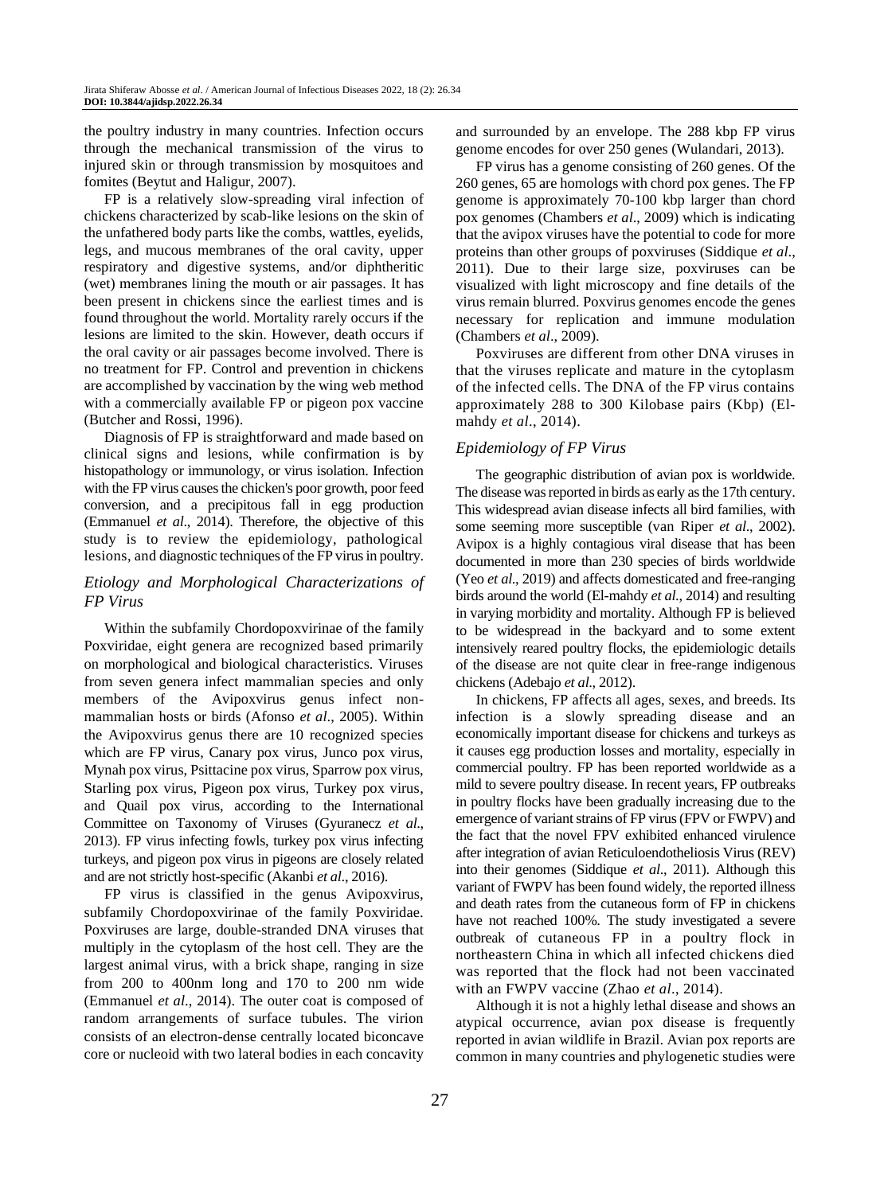the poultry industry in many countries. Infection occurs through the mechanical transmission of the virus to injured skin or through transmission by mosquitoes and fomites (Beytut and Haligur, 2007).

FP is a relatively slow-spreading viral infection of chickens characterized by scab-like lesions on the skin of the unfathered body parts like the combs, wattles, eyelids, legs, and mucous membranes of the oral cavity, upper respiratory and digestive systems, and/or diphtheritic (wet) membranes lining the mouth or air passages. It has been present in chickens since the earliest times and is found throughout the world. Mortality rarely occurs if the lesions are limited to the skin. However, death occurs if the oral cavity or air passages become involved. There is no treatment for FP. Control and prevention in chickens are accomplished by vaccination by the wing web method with a commercially available FP or pigeon pox vaccine (Butcher and Rossi, 1996).

Diagnosis of FP is straightforward and made based on clinical signs and lesions, while confirmation is by histopathology or immunology, or virus isolation. Infection with the FP virus causes the chicken's poor growth, poor feed conversion, and a precipitous fall in egg production (Emmanuel *et al*., 2014). Therefore, the objective of this study is to review the epidemiology, pathological lesions, and diagnostic techniques of the FP virus in poultry.

## *Etiology and Morphological Characterizations of FP Virus*

Within the subfamily Chordopoxvirinae of the family Poxviridae, eight genera are recognized based primarily on morphological and biological characteristics. Viruses from seven genera infect mammalian species and only members of the Avipoxvirus genus infect non-mammalian hosts or birds (Afonso *et al*., 2005). Within the Avipoxvirus genus there are 10 recognized species which are FP virus, Canary pox virus, Junco pox virus, Mynah pox virus, Psittacine pox virus, Sparrow pox virus, Starling pox virus, Pigeon pox virus, Turkey pox virus, and Quail pox virus, according to the International Committee on Taxonomy of Viruses (Gyuranecz *et al*., 2013). FP virus infecting fowls, turkey pox virus infecting turkeys, and pigeon pox virus in pigeons are closely related and are not strictly host-specific (Akanbi *et al*., 2016).

FP virus is classified in the genus Avipoxvirus, subfamily Chordopoxvirinae of the family Poxviridae. Poxviruses are large, double-stranded DNA viruses that multiply in the cytoplasm of the host cell. They are the largest animal virus, with a brick shape, ranging in size from 200 to 400nm long and 170 to 200 nm wide (Emmanuel *et al*., 2014). The outer coat is composed of random arrangements of surface tubules. The virion consists of an electron-dense centrally located biconcave core or nucleoid with two lateral bodies in each concavity and surrounded by an envelope. The 288 kbp FP virus genome encodes for over 250 genes (Wulandari, 2013).

FP virus has a genome consisting of 260 genes. Of the 260 genes, 65 are homologs with chord pox genes. The FP genome is approximately 70-100 kbp larger than chord pox genomes (Chambers *et al*., 2009) which is indicating that the avipox viruses have the potential to code for more proteins than other groups of poxviruses (Siddique *et al*., 2011). Due to their large size, poxviruses can be visualized with light microscopy and fine details of the virus remain blurred. Poxvirus genomes encode the genes necessary for replication and immune modulation (Chambers *et al*., 2009).

Poxviruses are different from other DNA viruses in that the viruses replicate and mature in the cytoplasm of the infected cells. The DNA of the FP virus contains approximately 288 to 300 Kilobase pairs (Kbp) (El-mahdy *et al*., 2014).

## *Epidemiology of FP Virus*

The geographic distribution of avian pox is worldwide. The disease was reported in birds as early as the 17th century. This widespread avian disease infects all bird families, with some seeming more susceptible (van Riper *et al*., 2002). Avipox is a highly contagious viral disease that has been documented in more than 230 species of birds worldwide (Yeo *et al*., 2019) and affects domesticated and free-ranging birds around the world (El-mahdy *et al*., 2014) and resulting in varying morbidity and mortality. Although FP is believed to be widespread in the backyard and to some extent intensively reared poultry flocks, the epidemiologic details of the disease are not quite clear in free-range indigenous chickens (Adebajo *et al*., 2012).

In chickens, FP affects all ages, sexes, and breeds. Its infection is a slowly spreading disease and an economically important disease for chickens and turkeys as it causes egg production losses and mortality, especially in commercial poultry. FP has been reported worldwide as a mild to severe poultry disease. In recent years, FP outbreaks in poultry flocks have been gradually increasing due to the emergence of variant strains of FP virus (FPV or FWPV) and the fact that the novel FPV exhibited enhanced virulence after integration of avian Reticuloendotheliosis Virus (REV) into their genomes (Siddique *et al*., 2011). Although this variant of FWPV has been found widely, the reported illness and death rates from the cutaneous form of FP in chickens have not reached 100%. The study investigated a severe outbreak of cutaneous FP in a poultry flock in northeastern China in which all infected chickens died was reported that the flock had not been vaccinated with an FWPV vaccine (Zhao *et al*., 2014).

Although it is not a highly lethal disease and shows an atypical occurrence, avian pox disease is frequently reported in avian wildlife in Brazil. Avian pox reports are common in many countries and phylogenetic studies were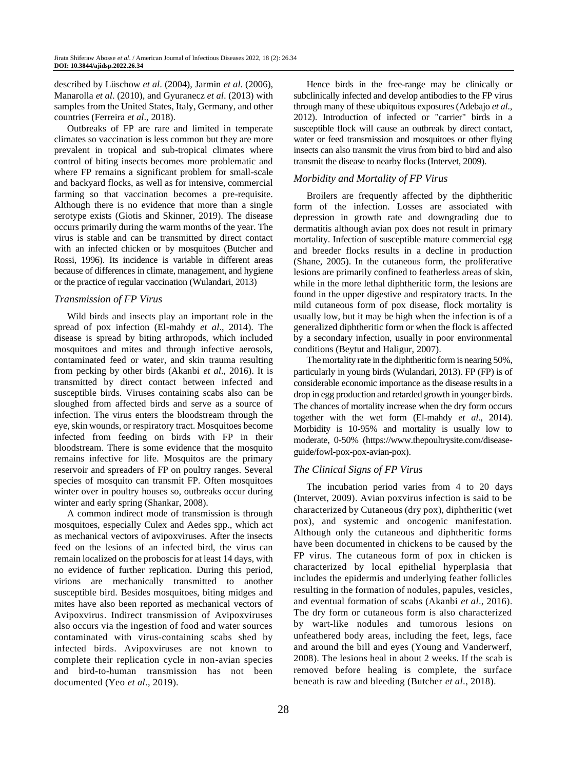described by Lüschow *et al*. (2004), Jarmin *et al*. (2006), Manarolla *et al*. (2010), and Gyuranecz *et al*. (2013) with samples from the United States, Italy, Germany, and other countries (Ferreira *et al*., 2018).

Outbreaks of FP are rare and limited in temperate climates so vaccination is less common but they are more prevalent in tropical and sub-tropical climates where control of biting insects becomes more problematic and where FP remains a significant problem for small-scale and backyard flocks, as well as for intensive, commercial farming so that vaccination becomes a pre-requisite. Although there is no evidence that more than a single serotype exists (Giotis and Skinner, 2019). The disease occurs primarily during the warm months of the year. The virus is stable and can be transmitted by direct contact with an infected chicken or by mosquitoes (Butcher and Rossi, 1996). Its incidence is variable in different areas because of differences in climate, management, and hygiene or the practice of regular vaccination (Wulandari, 2013)

### *Transmission of FP Virus*

Wild birds and insects play an important role in the spread of pox infection (El-mahdy *et al*., 2014). The disease is spread by biting arthropods, which included mosquitoes and mites and through infective aerosols, contaminated feed or water, and skin trauma resulting from pecking by other birds (Akanbi *et al*., 2016). It is transmitted by direct contact between infected and susceptible birds. Viruses containing scabs also can be sloughed from affected birds and serve as a source of infection. The virus enters the bloodstream through the eye, skin wounds, or respiratory tract. Mosquitoes become infected from feeding on birds with FP in their bloodstream. There is some evidence that the mosquito remains infective for life. Mosquitos are the primary reservoir and spreaders of FP on poultry ranges. Several species of mosquito can transmit FP. Often mosquitoes winter over in poultry houses so, outbreaks occur during winter and early spring (Shankar, 2008).

A common indirect mode of transmission is through mosquitoes, especially Culex and Aedes spp., which act as mechanical vectors of avipoxviruses. After the insects feed on the lesions of an infected bird, the virus can remain localized on the proboscis for at least 14 days, with no evidence of further replication. During this period, virions are mechanically transmitted to another susceptible bird. Besides mosquitoes, biting midges and mites have also been reported as mechanical vectors of Avipoxvirus. Indirect transmission of Avipoxviruses also occurs via the ingestion of food and water sources contaminated with virus-containing scabs shed by infected birds. Avipoxviruses are not known to complete their replication cycle in non-avian species and bird-to-human transmission has not been documented (Yeo *et al*., 2019).

Hence birds in the free-range may be clinically or subclinically infected and develop antibodies to the FP virus through many of these ubiquitous exposures (Adebajo *et al*., 2012). Introduction of infected or "carrier" birds in a susceptible flock will cause an outbreak by direct contact, water or feed transmission and mosquitoes or other flying insects can also transmit the virus from bird to bird and also transmit the disease to nearby flocks (Intervet, 2009).

### *Morbidity and Mortality of FP Virus*

Broilers are frequently affected by the diphtheritic form of the infection. Losses are associated with depression in growth rate and downgrading due to dermatitis although avian pox does not result in primary mortality. Infection of susceptible mature commercial egg and breeder flocks results in a decline in production (Shane, 2005). In the cutaneous form, the proliferative lesions are primarily confined to featherless areas of skin, while in the more lethal diphtheritic form, the lesions are found in the upper digestive and respiratory tracts. In the mild cutaneous form of pox disease, flock mortality is usually low, but it may be high when the infection is of a generalized diphtheritic form or when the flock is affected by a secondary infection, usually in poor environmental conditions (Beytut and Haligur, 2007).

The mortality rate in the diphtheritic form is nearing 50%, particularly in young birds (Wulandari, 2013). FP (FP) is of considerable economic importance as the disease results in a drop in egg production and retarded growth in younger birds. The chances of mortality increase when the dry form occurs together with the wet form (El-mahdy *et al*., 2014). Morbidity is 10-95% and mortality is usually low to moderate, 0-50% (https://www.thepoultrysite.com/disease-guide/fowl-pox-pox-avian-pox).

### *The Clinical Signs of FP Virus*

The incubation period varies from 4 to 20 days (Intervet, 2009). Avian poxvirus infection is said to be characterized by Cutaneous (dry pox), diphtheritic (wet pox), and systemic and oncogenic manifestation. Although only the cutaneous and diphtheritic forms have been documented in chickens to be caused by the FP virus. The cutaneous form of pox in chicken is characterized by local epithelial hyperplasia that includes the epidermis and underlying feather follicles resulting in the formation of nodules, papules, vesicles, and eventual formation of scabs (Akanbi *et al*., 2016). The dry form or cutaneous form is also characterized by wart-like nodules and tumorous lesions on unfeathered body areas, including the feet, legs, face and around the bill and eyes (Young and Vanderwerf, 2008). The lesions heal in about 2 weeks. If the scab is removed before healing is complete, the surface beneath is raw and bleeding (Butcher *et al*., 2018).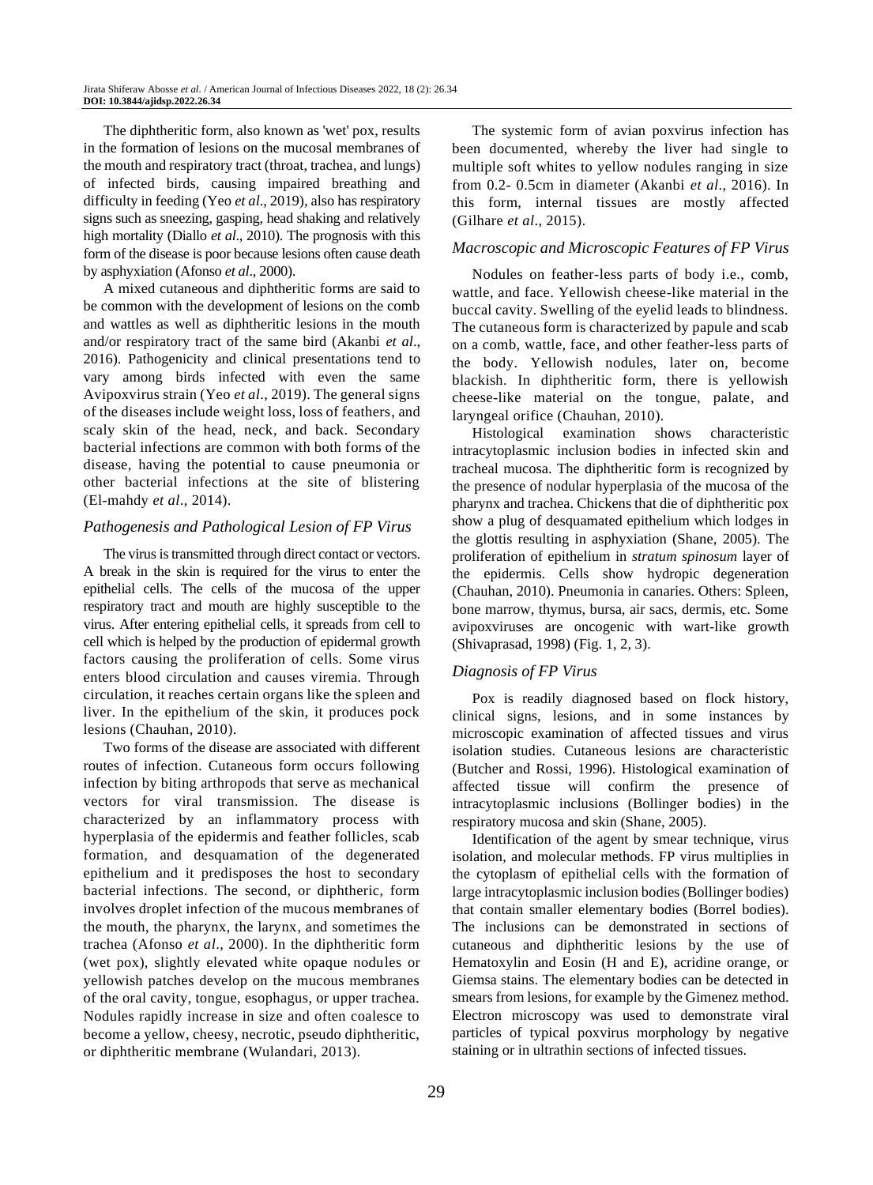The diphtheritic form, also known as 'wet' pox, results in the formation of lesions on the mucosal membranes of the mouth and respiratory tract (throat, trachea, and lungs) of infected birds, causing impaired breathing and difficulty in feeding (Yeo *et al*., 2019), also has respiratory signs such as sneezing, gasping, head shaking and relatively high mortality (Diallo *et al*., 2010). The prognosis with this form of the disease is poor because lesions often cause death by asphyxiation (Afonso *et al*., 2000).

A mixed cutaneous and diphtheritic forms are said to be common with the development of lesions on the comb and wattles as well as diphtheritic lesions in the mouth and/or respiratory tract of the same bird (Akanbi *et al*., 2016). Pathogenicity and clinical presentations tend to vary among birds infected with even the same Avipoxvirus strain (Yeo *et al*., 2019). The general signs of the diseases include weight loss, loss of feathers, and scaly skin of the head, neck, and back. Secondary bacterial infections are common with both forms of the disease, having the potential to cause pneumonia or other bacterial infections at the site of blistering (El-mahdy *et al*., 2014).

### *Pathogenesis and Pathological Lesion of FP Virus*

The virus is transmitted through direct contact or vectors. A break in the skin is required for the virus to enter the epithelial cells. The cells of the mucosa of the upper respiratory tract and mouth are highly susceptible to the virus. After entering epithelial cells, it spreads from cell to cell which is helped by the production of epidermal growth factors causing the proliferation of cells. Some virus enters blood circulation and causes viremia. Through circulation, it reaches certain organs like the spleen and liver. In the epithelium of the skin, it produces pock lesions (Chauhan, 2010).

Two forms of the disease are associated with different routes of infection. Cutaneous form occurs following infection by biting arthropods that serve as mechanical vectors for viral transmission. The disease is characterized by an inflammatory process with hyperplasia of the epidermis and feather follicles, scab formation, and desquamation of the degenerated epithelium and it predisposes the host to secondary bacterial infections. The second, or diphtheric, form involves droplet infection of the mucous membranes of the mouth, the pharynx, the larynx, and sometimes the trachea (Afonso *et al*., 2000). In the diphtheritic form (wet pox), slightly elevated white opaque nodules or yellowish patches develop on the mucous membranes of the oral cavity, tongue, esophagus, or upper trachea. Nodules rapidly increase in size and often coalesce to become a yellow, cheesy, necrotic, pseudo diphtheritic, or diphtheritic membrane (Wulandari, 2013).

The systemic form of avian poxvirus infection has been documented, whereby the liver had single to multiple soft whites to yellow nodules ranging in size from 0.2- 0.5cm in diameter (Akanbi *et al*., 2016). In this form, internal tissues are mostly affected (Gilhare *et al*., 2015).

### *Macroscopic and Microscopic Features of FP Virus*

Nodules on feather-less parts of body i.e., comb, wattle, and face. Yellowish cheese-like material in the buccal cavity. Swelling of the eyelid leads to blindness. The cutaneous form is characterized by papule and scab on a comb, wattle, face, and other feather-less parts of the body. Yellowish nodules, later on, become blackish. In diphtheritic form, there is yellowish cheese-like material on the tongue, palate, and laryngeal orifice (Chauhan, 2010).

Histological examination shows characteristic intracytoplasmic inclusion bodies in infected skin and tracheal mucosa. The diphtheritic form is recognized by the presence of nodular hyperplasia of the mucosa of the pharynx and trachea. Chickens that die of diphtheritic pox show a plug of desquamated epithelium which lodges in the glottis resulting in asphyxiation (Shane, 2005). The proliferation of epithelium in *stratum spinosum* layer of the epidermis. Cells show hydropic degeneration (Chauhan, 2010). Pneumonia in canaries. Others: Spleen, bone marrow, thymus, bursa, air sacs, dermis, etc. Some avipoxviruses are oncogenic with wart-like growth (Shivaprasad, 1998) (Fig. 1, 2, 3).

### *Diagnosis of FP Virus*

Pox is readily diagnosed based on flock history, clinical signs, lesions, and in some instances by microscopic examination of affected tissues and virus isolation studies. Cutaneous lesions are characteristic (Butcher and Rossi, 1996). Histological examination of affected tissue will confirm the presence of intracytoplasmic inclusions (Bollinger bodies) in the respiratory mucosa and skin (Shane, 2005).

Identification of the agent by smear technique, virus isolation, and molecular methods. FP virus multiplies in the cytoplasm of epithelial cells with the formation of large intracytoplasmic inclusion bodies (Bollinger bodies) that contain smaller elementary bodies (Borrel bodies). The inclusions can be demonstrated in sections of cutaneous and diphtheritic lesions by the use of Hematoxylin and Eosin (H and E), acridine orange, or Giemsa stains. The elementary bodies can be detected in smears from lesions, for example by the Gimenez method. Electron microscopy was used to demonstrate viral particles of typical poxvirus morphology by negative staining or in ultrathin sections of infected tissues.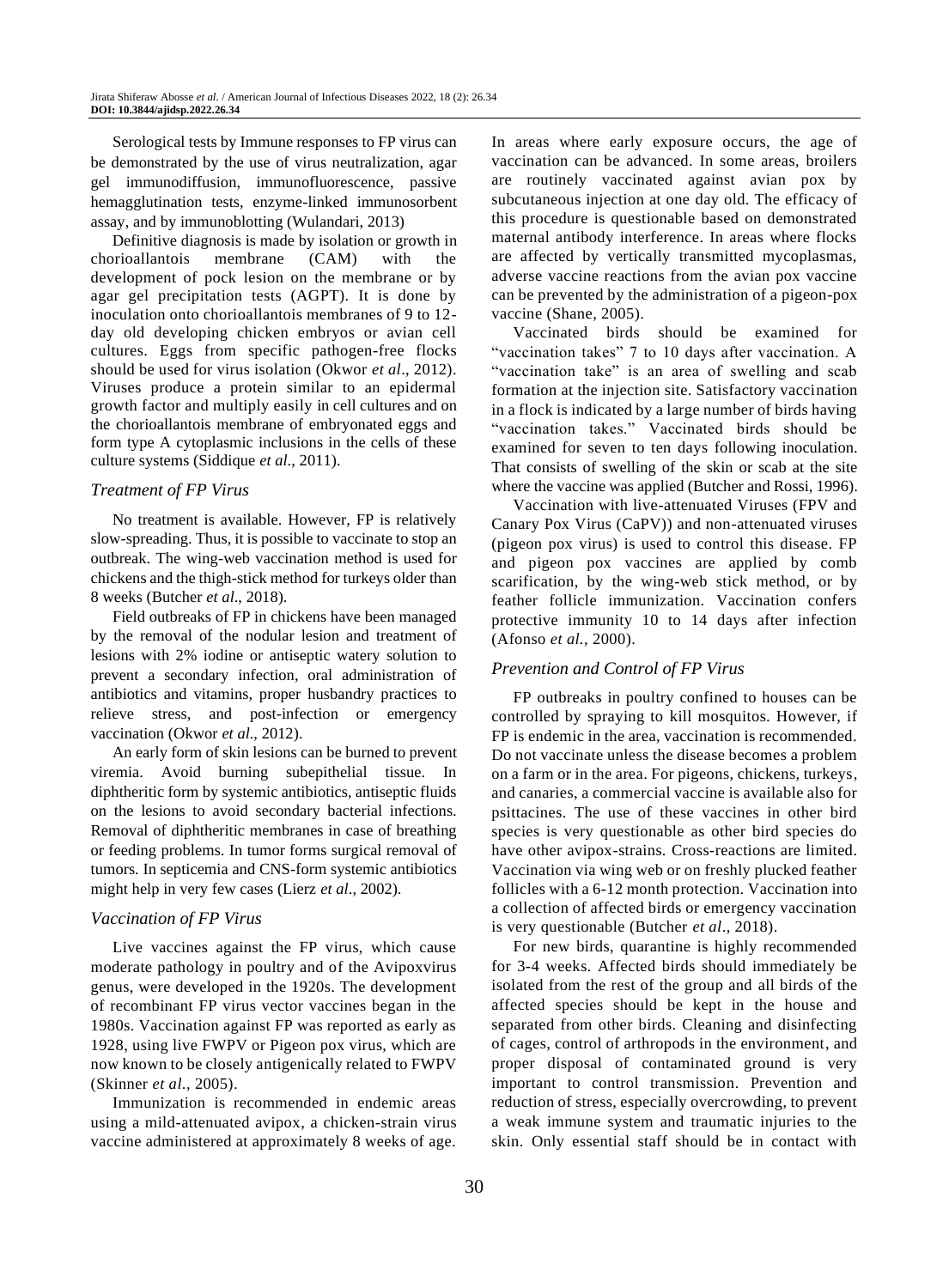Serological tests by Immune responses to FP virus can be demonstrated by the use of virus neutralization, agar gel immunodiffusion, immunofluorescence, passive hemagglutination tests, enzyme-linked immunosorbent assay, and by immunoblotting (Wulandari, 2013)

Definitive diagnosis is made by isolation or growth in chorioallantois membrane (CAM) with the development of pock lesion on the membrane or by agar gel precipitation tests (AGPT). It is done by inoculation onto chorioallantois membranes of 9 to 12-day old developing chicken embryos or avian cell cultures. Eggs from specific pathogen-free flocks should be used for virus isolation (Okwor *et al*., 2012). Viruses produce a protein similar to an epidermal growth factor and multiply easily in cell cultures and on the chorioallantois membrane of embryonated eggs and form type A cytoplasmic inclusions in the cells of these culture systems (Siddique *et al*., 2011).

### *Treatment of FP Virus*

No treatment is available. However, FP is relatively slow-spreading. Thus, it is possible to vaccinate to stop an outbreak. The wing-web vaccination method is used for chickens and the thigh-stick method for turkeys older than 8 weeks (Butcher *et al*., 2018).

Field outbreaks of FP in chickens have been managed by the removal of the nodular lesion and treatment of lesions with 2% iodine or antiseptic watery solution to prevent a secondary infection, oral administration of antibiotics and vitamins, proper husbandry practices to relieve stress, and post-infection or emergency vaccination (Okwor *et al.,* 2012).

An early form of skin lesions can be burned to prevent viremia. Avoid burning subepithelial tissue. In diphtheritic form by systemic antibiotics, antiseptic fluids on the lesions to avoid secondary bacterial infections. Removal of diphtheritic membranes in case of breathing or feeding problems. In tumor forms surgical removal of tumors. In septicemia and CNS-form systemic antibiotics might help in very few cases (Lierz *et al*., 2002).

### *Vaccination of FP Virus*

Live vaccines against the FP virus, which cause moderate pathology in poultry and of the Avipoxvirus genus, were developed in the 1920s. The development of recombinant FP virus vector vaccines began in the 1980s. Vaccination against FP was reported as early as 1928, using live FWPV or Pigeon pox virus, which are now known to be closely antigenically related to FWPV (Skinner *et al.*, 2005).

Immunization is recommended in endemic areas using a mild-attenuated avipox, a chicken-strain virus vaccine administered at approximately 8 weeks of age. In areas where early exposure occurs, the age of vaccination can be advanced. In some areas, broilers are routinely vaccinated against avian pox by subcutaneous injection at one day old. The efficacy of this procedure is questionable based on demonstrated maternal antibody interference. In areas where flocks are affected by vertically transmitted mycoplasmas, adverse vaccine reactions from the avian pox vaccine can be prevented by the administration of a pigeon-pox vaccine (Shane, 2005).

Vaccinated birds should be examined for "vaccination takes" 7 to 10 days after vaccination. A "vaccination take" is an area of swelling and scab formation at the injection site. Satisfactory vaccination in a flock is indicated by a large number of birds having "vaccination takes." Vaccinated birds should be examined for seven to ten days following inoculation. That consists of swelling of the skin or scab at the site where the vaccine was applied (Butcher and Rossi, 1996).

Vaccination with live-attenuated Viruses (FPV and Canary Pox Virus (CaPV)) and non-attenuated viruses (pigeon pox virus) is used to control this disease. FP and pigeon pox vaccines are applied by comb scarification, by the wing-web stick method, or by feather follicle immunization. Vaccination confers protective immunity 10 to 14 days after infection (Afonso *et al.*, 2000).

### *Prevention and Control of FP Virus*

FP outbreaks in poultry confined to houses can be controlled by spraying to kill mosquitos. However, if FP is endemic in the area, vaccination is recommended. Do not vaccinate unless the disease becomes a problem on a farm or in the area. For pigeons, chickens, turkeys, and canaries, a commercial vaccine is available also for psittacines. The use of these vaccines in other bird species is very questionable as other bird species do have other avipox-strains. Cross-reactions are limited. Vaccination via wing web or on freshly plucked feather follicles with a 6-12 month protection. Vaccination into a collection of affected birds or emergency vaccination is very questionable (Butcher *et al*., 2018).

For new birds, quarantine is highly recommended for 3-4 weeks. Affected birds should immediately be isolated from the rest of the group and all birds of the affected species should be kept in the house and separated from other birds. Cleaning and disinfecting of cages, control of arthropods in the environment, and proper disposal of contaminated ground is very important to control transmission. Prevention and reduction of stress, especially overcrowding, to prevent a weak immune system and traumatic injuries to the skin. Only essential staff should be in contact with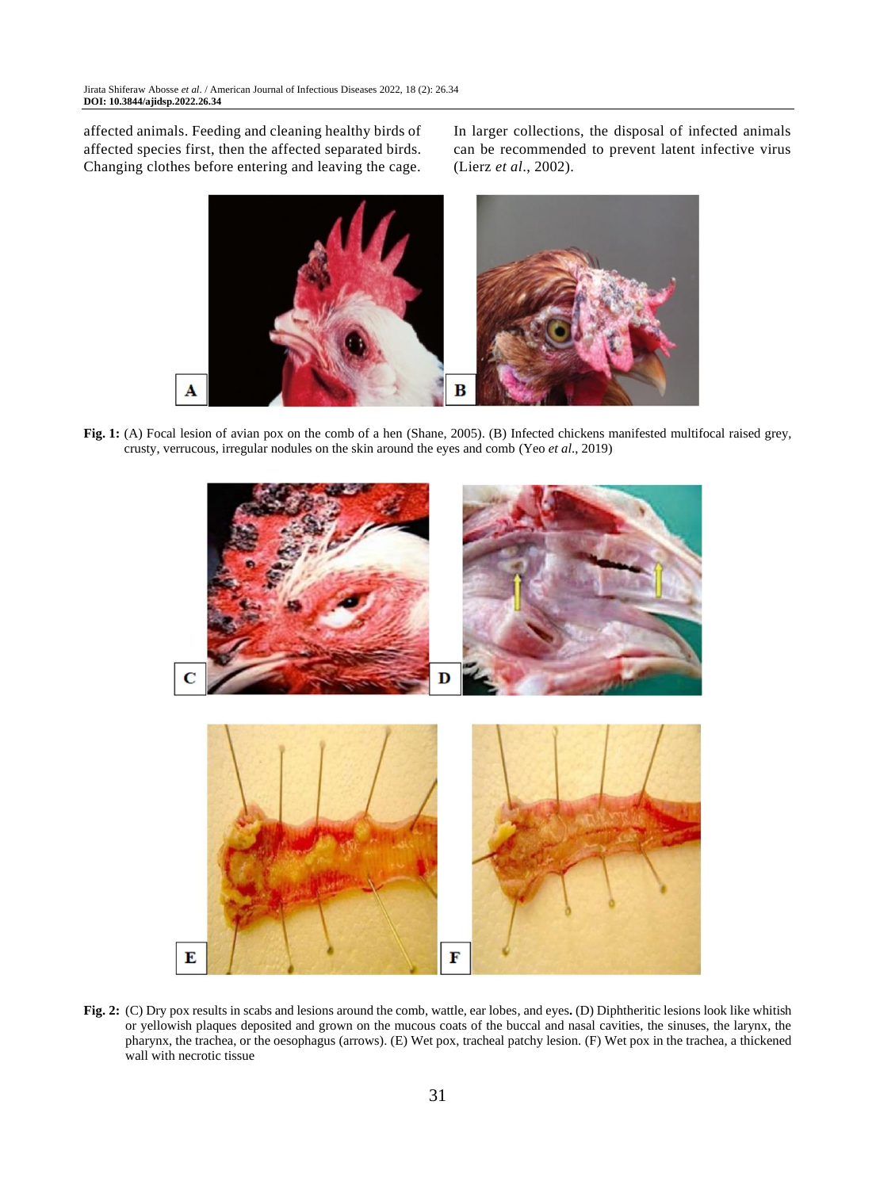affected animals. Feeding and cleaning healthy birds of affected species first, then the affected separated birds. Changing clothes before entering and leaving the cage. In larger collections, the disposal of infected animals can be recommended to prevent latent infective virus (Lierz *et al*., 2002).

**Fig. 1:** (A) Focal lesion of avian pox on the comb of a hen (Shane, 2005). (B) Infected chickens manifested multifocal raised grey, crusty, verrucous, irregular nodules on the skin around the eyes and comb (Yeo *et al*., 2019)

**Fig. 2:** (C) Dry pox results in scabs and lesions around the comb, wattle, ear lobes, and eyes**.** (D) Diphtheritic lesions look like whitish or yellowish plaques deposited and grown on the mucous coats of the buccal and nasal cavities, the sinuses, the larynx, the pharynx, the trachea, or the oesophagus (arrows). (E) Wet pox, tracheal patchy lesion. (F) Wet pox in the trachea, a thickened wall with necrotic tissue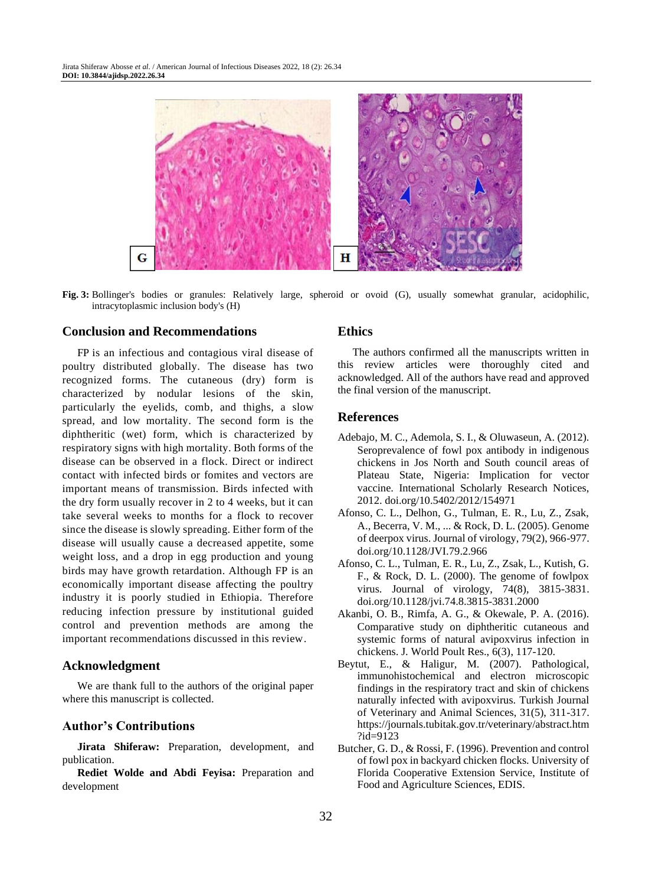Fig. 3: Bollinger's bodies or granules: Relatively large, spheroid or ovoid (G), usually somewhat granular, acidophilic, intracytoplasmic inclusion body's (H)

## Conclusion and Recommendations

FP is an infectious and contagious viral disease of poultry distributed globally. The disease has two recognized forms. The cutaneous (dry) form is characterized by nodular lesions of the skin, particularly the eyelids, comb, and thighs, a slow spread, and low mortality. The second form is the diphtheritic (wet) form, which is characterized by respiratory signs with high mortality. Both forms of the disease can be observed in a flock. Direct or indirect contact with infected birds or fomites and vectors are important means of transmission. Birds infected with the dry form usually recover in 2 to 4 weeks, but it can take several weeks to months for a flock to recover since the disease is slowly spreading. Either form of the disease will usually cause a decreased appetite, some weight loss, and a drop in egg production and young birds may have growth retardation. Although FP is an economically important disease affecting the poultry industry it is poorly studied in Ethiopia. Therefore reducing infection pressure by institutional guided control and prevention methods are among the important recommendations discussed in this review.

## Acknowledgment

We are thank full to the authors of the original paper where this manuscript is collected.

## Author's Contributions

**Jirata Shiferaw:** Preparation, development, and publication.

**Rediet Wolde and Abdi Feyisa:** Preparation and development

## Ethics

The authors confirmed all the manuscripts written in this review articles were thoroughly cited and acknowledged. All of the authors have read and approved the final version of the manuscript.

## References

Adebajo, M. C., Ademola, S. I., & Oluwaseun, A. (2012). Seroprevalence of fowl pox antibody in indigenous chickens in Jos North and South council areas of Plateau State, Nigeria: Implication for vector vaccine. International Scholarly Research Notices, 2012. doi.org/10.5402/2012/154971

Afonso, C. L., Delhon, G., Tulman, E. R., Lu, Z., Zsak, A., Becerra, V. M., ... & Rock, D. L. (2005). Genome of deerpox virus. Journal of virology, 79(2), 966-977. doi.org/10.1128/JVI.79.2.966

Afonso, C. L., Tulman, E. R., Lu, Z., Zsak, L., Kutish, G. F., & Rock, D. L. (2000). The genome of fowlpox virus. Journal of virology, 74(8), 3815-3831. doi.org/10.1128/jvi.74.8.3815-3831.2000

Akanbi, O. B., Rimfa, A. G., & Okewale, P. A. (2016). Comparative study on diphtheritic cutaneous and systemic forms of natural avipoxvirus infection in chickens. J. World Poult Res., 6(3), 117-120.

Beytut, E., & Haligur, M. (2007). Pathological, immunohistochemical and electron microscopic findings in the respiratory tract and skin of chickens naturally infected with avipoxvirus. Turkish Journal of Veterinary and Animal Sciences, 31(5), 311-317. https://journals.tubitak.gov.tr/veterinary/abstract.htm?id=9123

Butcher, G. D., & Rossi, F. (1996). Prevention and control of fowl pox in backyard chicken flocks. University of Florida Cooperative Extension Service, Institute of Food and Agriculture Sciences, EDIS.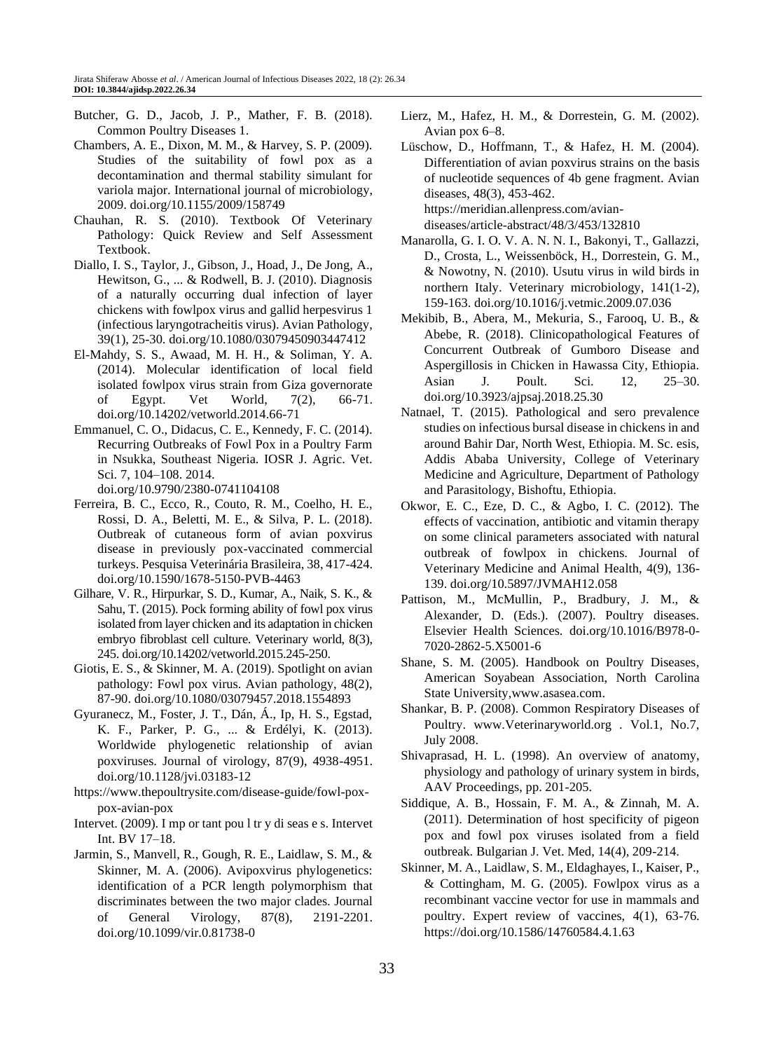Butcher, G. D., Jacob, J. P., Mather, F. B. (2018). Common Poultry Diseases 1.

Chambers, A. E., Dixon, M. M., & Harvey, S. P. (2009). Studies of the suitability of fowl pox as a decontamination and thermal stability simulant for variola major. International journal of microbiology, 2009. doi.org/10.1155/2009/158749

Chauhan, R. S. (2010). Textbook Of Veterinary Pathology: Quick Review and Self Assessment Textbook.

Diallo, I. S., Taylor, J., Gibson, J., Hoad, J., De Jong, A., Hewitson, G., ... & Rodwell, B. J. (2010). Diagnosis of a naturally occurring dual infection of layer chickens with fowlpox virus and gallid herpesvirus 1 (infectious laryngotracheitis virus). Avian Pathology, 39(1), 25-30. doi.org/10.1080/03079450903447412

El-Mahdy, S. S., Awaad, M. H. H., & Soliman, Y. A. (2014). Molecular identification of local field isolated fowlpox virus strain from Giza governorate of Egypt. Vet World, 7(2), 66-71. doi.org/10.14202/vetworld.2014.66-71

Emmanuel, C. O., Didacus, C. E., Kennedy, F. C. (2014). Recurring Outbreaks of Fowl Pox in a Poultry Farm in Nsukka, Southeast Nigeria. IOSR J. Agric. Vet. Sci. 7, 104–108. 2014. doi.org/10.9790/2380-0741104108

Ferreira, B. C., Ecco, R., Couto, R. M., Coelho, H. E., Rossi, D. A., Beletti, M. E., & Silva, P. L. (2018). Outbreak of cutaneous form of avian poxvirus disease in previously pox-vaccinated commercial turkeys. Pesquisa Veterinária Brasileira, 38, 417-424. doi.org/10.1590/1678-5150-PVB-4463

Gilhare, V. R., Hirpurkar, S. D., Kumar, A., Naik, S. K., & Sahu, T. (2015). Pock forming ability of fowl pox virus isolated from layer chicken and its adaptation in chicken embryo fibroblast cell culture. Veterinary world, 8(3), 245. doi.org/10.14202/vetworld.2015.245-250.

Giotis, E. S., & Skinner, M. A. (2019). Spotlight on avian pathology: Fowl pox virus. Avian pathology, 48(2), 87-90. doi.org/10.1080/03079457.2018.1554893

Gyuranecz, M., Foster, J. T., Dán, Á., Ip, H. S., Egstad, K. F., Parker, P. G., ... & Erdélyi, K. (2013). Worldwide phylogenetic relationship of avian poxviruses. Journal of virology, 87(9), 4938-4951. doi.org/10.1128/jvi.03183-12

https://www.thepoultrysite.com/disease-guide/fowl-pox-pox-avian-pox

Intervet. (2009). I mp or tant pou l tr y di seas e s. Intervet Int. BV 17–18.

Jarmin, S., Manvell, R., Gough, R. E., Laidlaw, S. M., & Skinner, M. A. (2006). Avipoxvirus phylogenetics: identification of a PCR length polymorphism that discriminates between the two major clades. Journal of General Virology, 87(8), 2191-2201. doi.org/10.1099/vir.0.81738-0

Lierz, M., Hafez, H. M., & Dorrestein, G. M. (2002). Avian pox 6–8.

Lüschow, D., Hoffmann, T., & Hafez, H. M. (2004). Differentiation of avian poxvirus strains on the basis of nucleotide sequences of 4b gene fragment. Avian diseases, 48(3), 453-462. https://meridian.allenpress.com/avian-diseases/article-abstract/48/3/453/132810

Manarolla, G. I. O. V. A. N. N. I., Bakonyi, T., Gallazzi, D., Crosta, L., Weissenböck, H., Dorrestein, G. M., & Nowotny, N. (2010). Usutu virus in wild birds in northern Italy. Veterinary microbiology, 141(1-2), 159-163. doi.org/10.1016/j.vetmic.2009.07.036

Mekibib, B., Abera, M., Mekuria, S., Farooq, U. B., & Abebe, R. (2018). Clinicopathological Features of Concurrent Outbreak of Gumboro Disease and Aspergillosis in Chicken in Hawassa City, Ethiopia. Asian J. Poult. Sci. 12, 25–30. doi.org/10.3923/ajpsaj.2018.25.30

Natnael, T. (2015). Pathological and sero prevalence studies on infectious bursal disease in chickens in and around Bahir Dar, North West, Ethiopia. M. Sc. esis, Addis Ababa University, College of Veterinary Medicine and Agriculture, Department of Pathology and Parasitology, Bishoftu, Ethiopia.

Okwor, E. C., Eze, D. C., & Agbo, I. C. (2012). The effects of vaccination, antibiotic and vitamin therapy on some clinical parameters associated with natural outbreak of fowlpox in chickens. Journal of Veterinary Medicine and Animal Health, 4(9), 136-139. doi.org/10.5897/JVMAH12.058

Pattison, M., McMullin, P., Bradbury, J. M., & Alexander, D. (Eds.). (2007). Poultry diseases. Elsevier Health Sciences. doi.org/10.1016/B978-0-7020-2862-5.X5001-6

Shane, S. M. (2005). Handbook on Poultry Diseases, American Soyabean Association, North Carolina State University,www.asasea.com.

Shankar, B. P. (2008). Common Respiratory Diseases of Poultry. www.Veterinaryworld.org . Vol.1, No.7, July 2008.

Shivaprasad, H. L. (1998). An overview of anatomy, physiology and pathology of urinary system in birds, AAV Proceedings, pp. 201-205.

Siddique, A. B., Hossain, F. M. A., & Zinnah, M. A. (2011). Determination of host specificity of pigeon pox and fowl pox viruses isolated from a field outbreak. Bulgarian J. Vet. Med, 14(4), 209-214.

Skinner, M. A., Laidlaw, S. M., Eldaghayes, I., Kaiser, P., & Cottingham, M. G. (2005). Fowlpox virus as a recombinant vaccine vector for use in mammals and poultry. Expert review of vaccines, 4(1), 63-76. https://doi.org/10.1586/14760584.4.1.63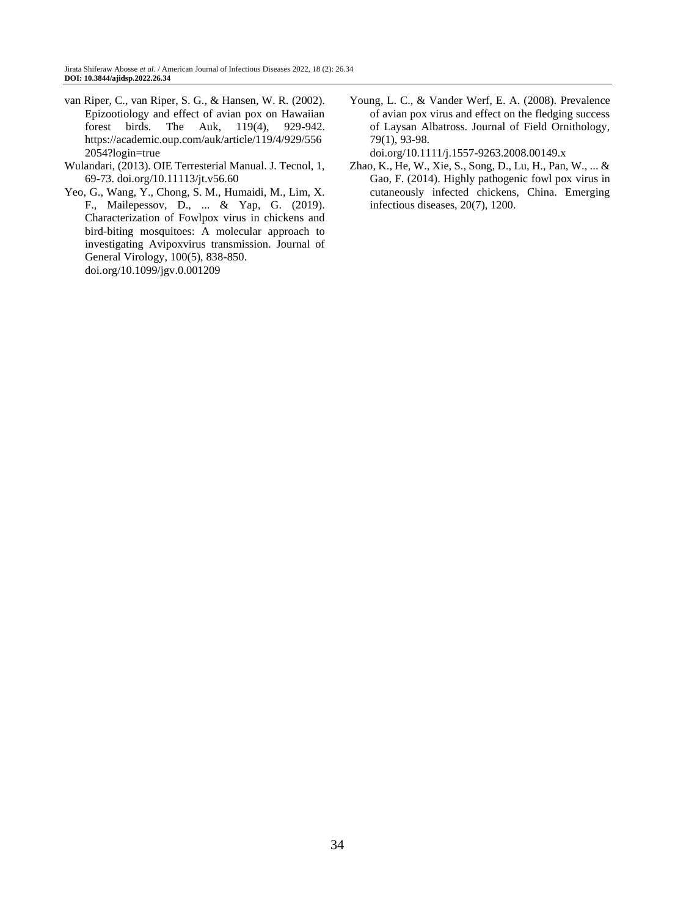van Riper, C., van Riper, S. G., & Hansen, W. R. (2002). Epizootiology and effect of avian pox on Hawaiian forest birds. The Auk, 119(4), 929-942. https://academic.oup.com/auk/article/119/4/929/5562054?login=true

Wulandari, (2013). OIE Terresterial Manual. J. Tecnol, 1, 69-73. doi.org/10.11113/jt.v56.60

Yeo, G., Wang, Y., Chong, S. M., Humaidi, M., Lim, X. F., Mailepessov, D., ... & Yap, G. (2019). Characterization of Fowlpox virus in chickens and bird-biting mosquitoes: A molecular approach to investigating Avipoxvirus transmission. Journal of General Virology, 100(5), 838-850. doi.org/10.1099/jgv.0.001209

Young, L. C., & Vander Werf, E. A. (2008). Prevalence of avian pox virus and effect on the fledging success of Laysan Albatross. Journal of Field Ornithology, 79(1), 93-98. doi.org/10.1111/j.1557-9263.2008.00149.x

Zhao, K., He, W., Xie, S., Song, D., Lu, H., Pan, W., ... & Gao, F. (2014). Highly pathogenic fowl pox virus in cutaneously infected chickens, China. Emerging infectious diseases, 20(7), 1200.